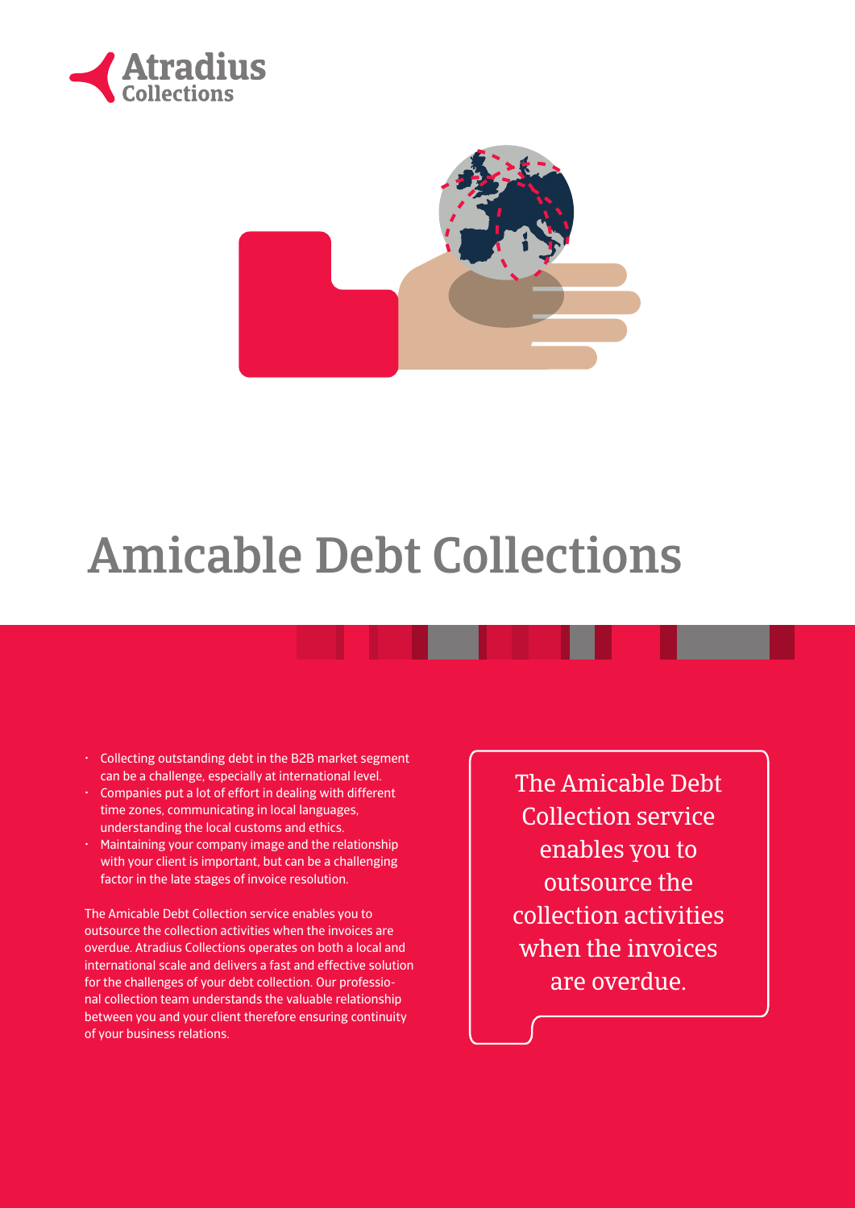Atradius Collections

# Amicable Debt Collections

- Collecting outstanding debt in the B2B market segment can be a challenge, especially at international level.
- Companies put a lot of effort in dealing with different time zones, communicating in local languages, understanding the local customs and ethics.
- Maintaining your company image and the relationship with your client is important, but can be a challenging factor in the late stages of invoice resolution.

The Amicable Debt Collection service enables you to outsource the collection activities when the invoices are overdue. Atradius Collections operates on both a local and international scale and delivers a fast and effective solution for the challenges of your debt collection. Our professional collection team understands the valuable relationship between you and your client therefore ensuring continuity of your business relations.

> The Amicable Debt Collection service enables you to outsource the collection activities when the invoices are overdue.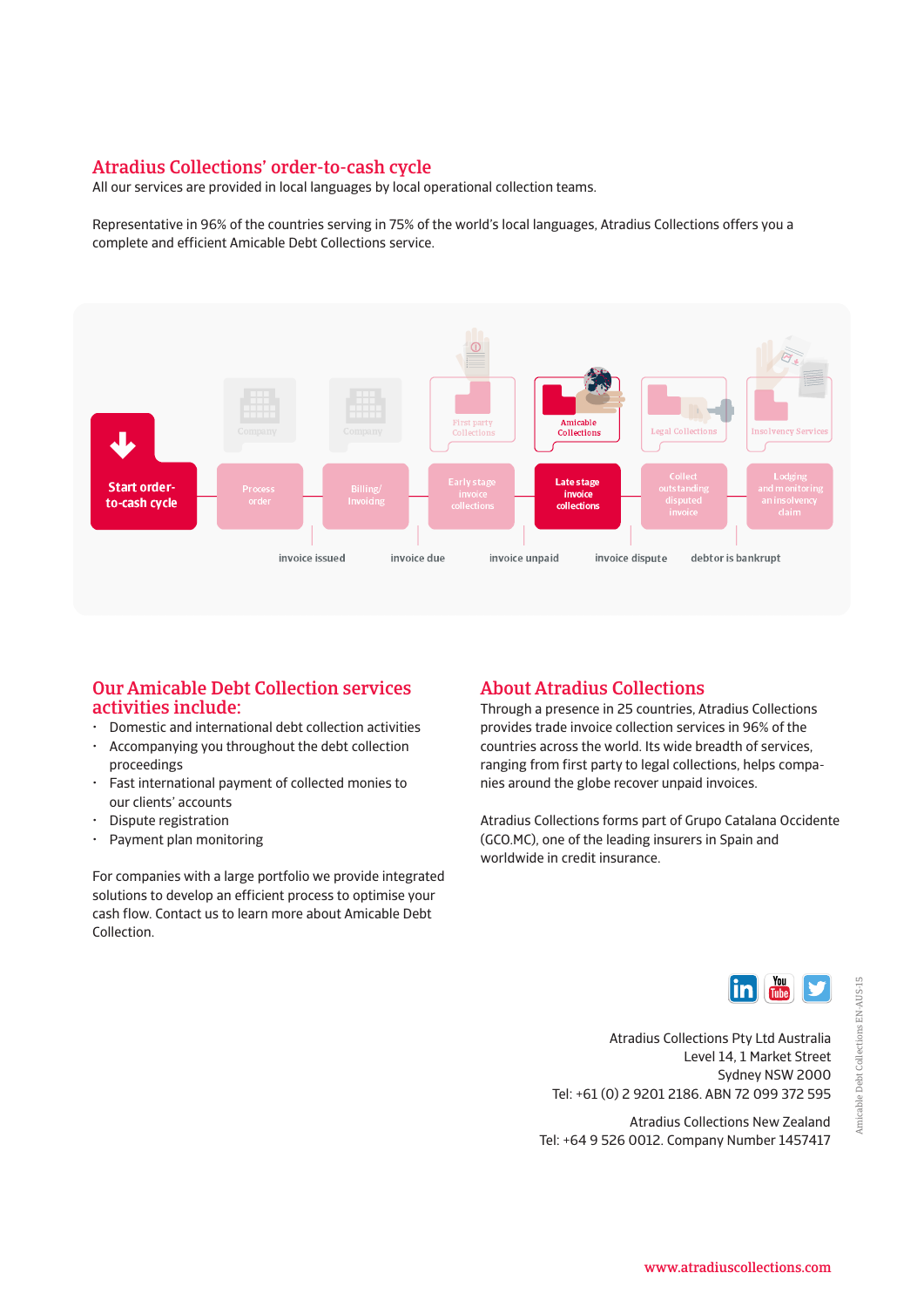## Atradius Collections' order-to-cash cycle

All our services are provided in local languages by local operational collection teams.

Representative in 96% of the countries serving in 75% of the world's local languages, Atradius Collections offers you a complete and efficient Amicable Debt Collections service.

Start order-to-cash cycle

Company

Company

First party Collections

Amicable Collections

Legal Collections

Insolvency Services

Process order

Billing/ Invoicing

Early stage invoice collections

Late stage invoice collections

Collect outstanding disputed invoice

Lodging and monitoring an insolvency claim

invoice issued

invoice due

invoice unpaid

invoice dispute

debtor is bankrupt

## Our Amicable Debt Collection services activities include:

- Domestic and international debt collection activities
- Accompanying you throughout the debt collection proceedings
- Fast international payment of collected monies to our clients' accounts
- Dispute registration
- Payment plan monitoring

For companies with a large portfolio we provide integrated solutions to develop an efficient process to optimise your cash flow. Contact us to learn more about Amicable Debt Collection.

## About Atradius Collections

Through a presence in 25 countries, Atradius Collections provides trade invoice collection services in 96% of the countries across the world. Its wide breadth of services, ranging from first party to legal collections, helps companies around the globe recover unpaid invoices.

Atradius Collections forms part of Grupo Catalana Occidente (GCO.MC), one of the leading insurers in Spain and worldwide in credit insurance.

Atradius Collections Pty Ltd Australia
Level 14, 1 Market Street
Sydney NSW 2000
Tel: +61 (0) 2 9201 2186. ABN 72 099 372 595

Atradius Collections New Zealand
Tel: +64 9 526 0012. Company Number 1457417

Amicable Debt Collections EN-AUS-15

www.atradiuscollections.com